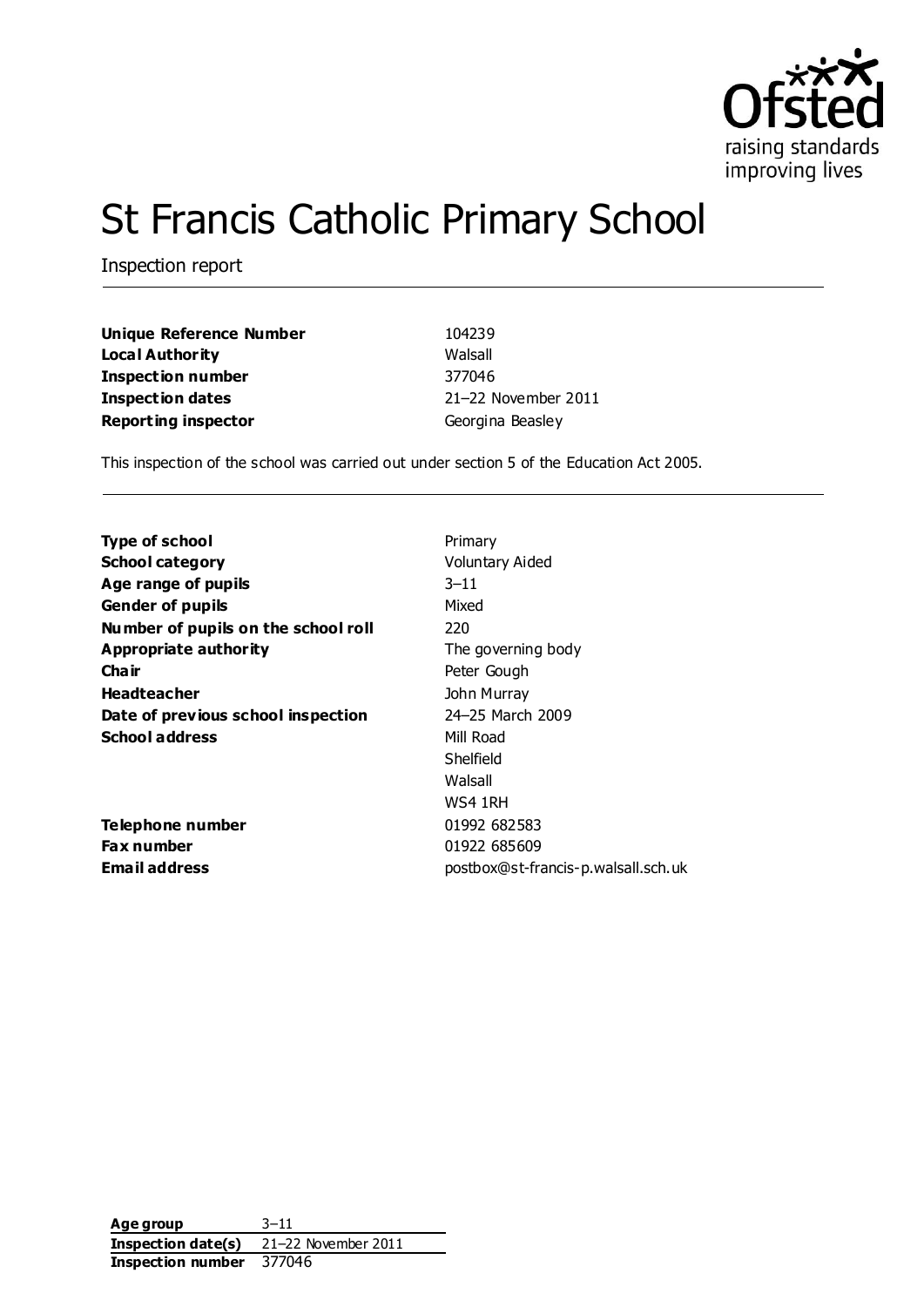# St Francis Catholic Primary School

Inspection report

| | |
|---|---|
| **Unique Reference Number** | 104239 |
| **Local Authority** | Walsall |
| **Inspection number** | 377046 |
| **Inspection dates** | 21–22 November 2011 |
| **Reporting inspector** | Georgina Beasley |

This inspection of the school was carried out under section 5 of the Education Act 2005.

| | |
|---|---|
| **Type of school** | Primary |
| **School category** | Voluntary Aided |
| **Age range of pupils** | 3–11 |
| **Gender of pupils** | Mixed |
| **Number of pupils on the school roll** | 220 |
| **Appropriate authority** | The governing body |
| **Chair** | Peter Gough |
| **Headteacher** | John Murray |
| **Date of previous school inspection** | 24–25 March 2009 |
| **School address** | Mill Road<br>Shelfield<br>Walsall<br>WS4 1RH |
| **Telephone number** | 01992 682583 |
| **Fax number** | 01922 685609 |
| **Email address** | postbox@st-francis-p.walsall.sch.uk |

| | |
|---|---|
| **Age group** | 3–11 |
| **Inspection date(s)** | 21–22 November 2011 |
| **Inspection number** | 377046 |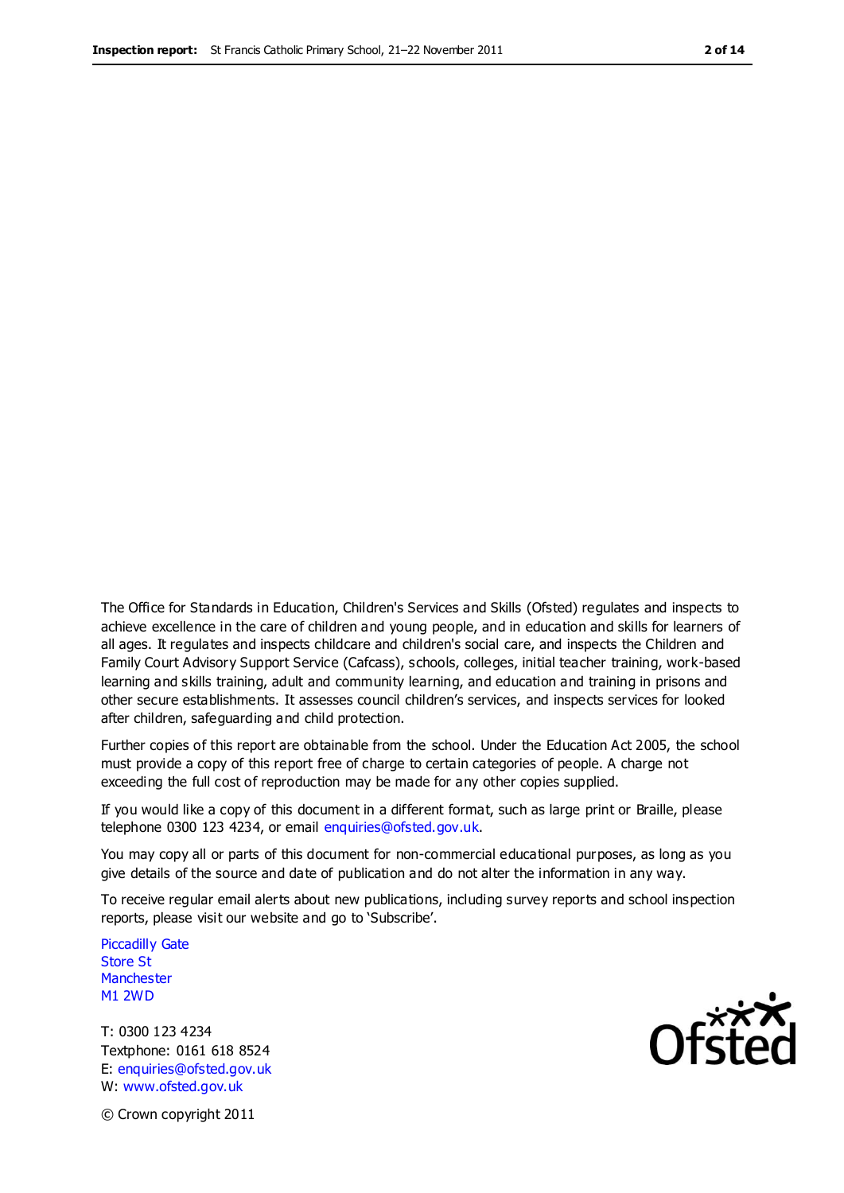The Office for Standards in Education, Children's Services and Skills (Ofsted) regulates and inspects to achieve excellence in the care of children and young people, and in education and skills for learners of all ages. It regulates and inspects childcare and children's social care, and inspects the Children and Family Court Advisory Support Service (Cafcass), schools, colleges, initial teacher training, work-based learning and skills training, adult and community learning, and education and training in prisons and other secure establishments. It assesses council children's services, and inspects services for looked after children, safeguarding and child protection.

Further copies of this report are obtainable from the school. Under the Education Act 2005, the school must provide a copy of this report free of charge to certain categories of people. A charge not exceeding the full cost of reproduction may be made for any other copies supplied.

If you would like a copy of this document in a different format, such as large print or Braille, please telephone 0300 123 4234, or email enquiries@ofsted.gov.uk.

You may copy all or parts of this document for non-commercial educational purposes, as long as you give details of the source and date of publication and do not alter the information in any way.

To receive regular email alerts about new publications, including survey reports and school inspection reports, please visit our website and go to 'Subscribe'.

Piccadilly Gate
Store St
Manchester
M1 2WD

T: 0300 123 4234
Textphone: 0161 618 8524
E: enquiries@ofsted.gov.uk
W: www.ofsted.gov.uk

Ofsted

© Crown copyright 2011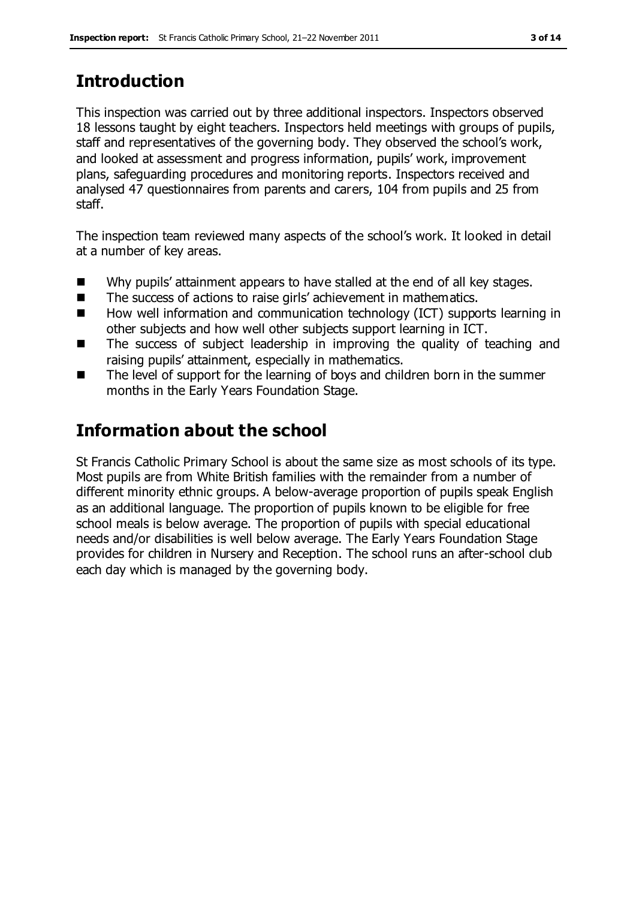## Introduction

This inspection was carried out by three additional inspectors. Inspectors observed 18 lessons taught by eight teachers. Inspectors held meetings with groups of pupils, staff and representatives of the governing body. They observed the school's work, and looked at assessment and progress information, pupils' work, improvement plans, safeguarding procedures and monitoring reports. Inspectors received and analysed 47 questionnaires from parents and carers, 104 from pupils and 25 from staff.

The inspection team reviewed many aspects of the school's work. It looked in detail at a number of key areas.

- Why pupils' attainment appears to have stalled at the end of all key stages.
- The success of actions to raise girls' achievement in mathematics.
- How well information and communication technology (ICT) supports learning in other subjects and how well other subjects support learning in ICT.
- The success of subject leadership in improving the quality of teaching and raising pupils' attainment, especially in mathematics.
- The level of support for the learning of boys and children born in the summer months in the Early Years Foundation Stage.

## Information about the school

St Francis Catholic Primary School is about the same size as most schools of its type. Most pupils are from White British families with the remainder from a number of different minority ethnic groups. A below-average proportion of pupils speak English as an additional language. The proportion of pupils known to be eligible for free school meals is below average. The proportion of pupils with special educational needs and/or disabilities is well below average. The Early Years Foundation Stage provides for children in Nursery and Reception. The school runs an after-school club each day which is managed by the governing body.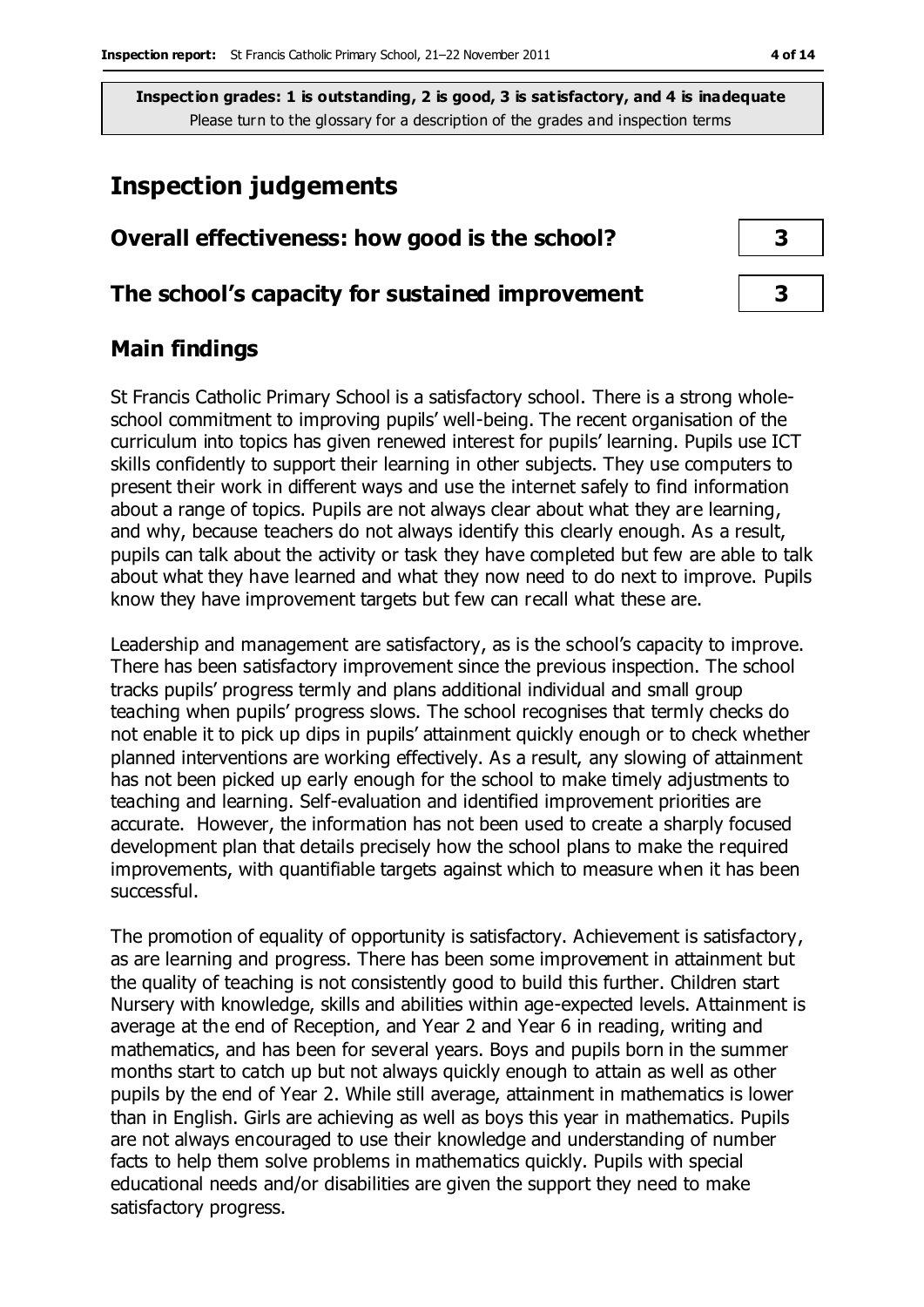**Inspection grades: 1 is outstanding, 2 is good, 3 is satisfactory, and 4 is inadequate**
Please turn to the glossary for a description of the grades and inspection terms

# Inspection judgements

| Overall effectiveness: how good is the school? | 3 |
|---|---|
| **The school's capacity for sustained improvement** | **3** |

## Main findings

St Francis Catholic Primary School is a satisfactory school. There is a strong whole-school commitment to improving pupils' well-being. The recent organisation of the curriculum into topics has given renewed interest for pupils' learning. Pupils use ICT skills confidently to support their learning in other subjects. They use computers to present their work in different ways and use the internet safely to find information about a range of topics. Pupils are not always clear about what they are learning, and why, because teachers do not always identify this clearly enough. As a result, pupils can talk about the activity or task they have completed but few are able to talk about what they have learned and what they now need to do next to improve. Pupils know they have improvement targets but few can recall what these are.

Leadership and management are satisfactory, as is the school's capacity to improve. There has been satisfactory improvement since the previous inspection. The school tracks pupils' progress termly and plans additional individual and small group teaching when pupils' progress slows. The school recognises that termly checks do not enable it to pick up dips in pupils' attainment quickly enough or to check whether planned interventions are working effectively. As a result, any slowing of attainment has not been picked up early enough for the school to make timely adjustments to teaching and learning. Self-evaluation and identified improvement priorities are accurate. However, the information has not been used to create a sharply focused development plan that details precisely how the school plans to make the required improvements, with quantifiable targets against which to measure when it has been successful.

The promotion of equality of opportunity is satisfactory. Achievement is satisfactory, as are learning and progress. There has been some improvement in attainment but the quality of teaching is not consistently good to build this further. Children start Nursery with knowledge, skills and abilities within age-expected levels. Attainment is average at the end of Reception, and Year 2 and Year 6 in reading, writing and mathematics, and has been for several years. Boys and pupils born in the summer months start to catch up but not always quickly enough to attain as well as other pupils by the end of Year 2. While still average, attainment in mathematics is lower than in English. Girls are achieving as well as boys this year in mathematics. Pupils are not always encouraged to use their knowledge and understanding of number facts to help them solve problems in mathematics quickly. Pupils with special educational needs and/or disabilities are given the support they need to make satisfactory progress.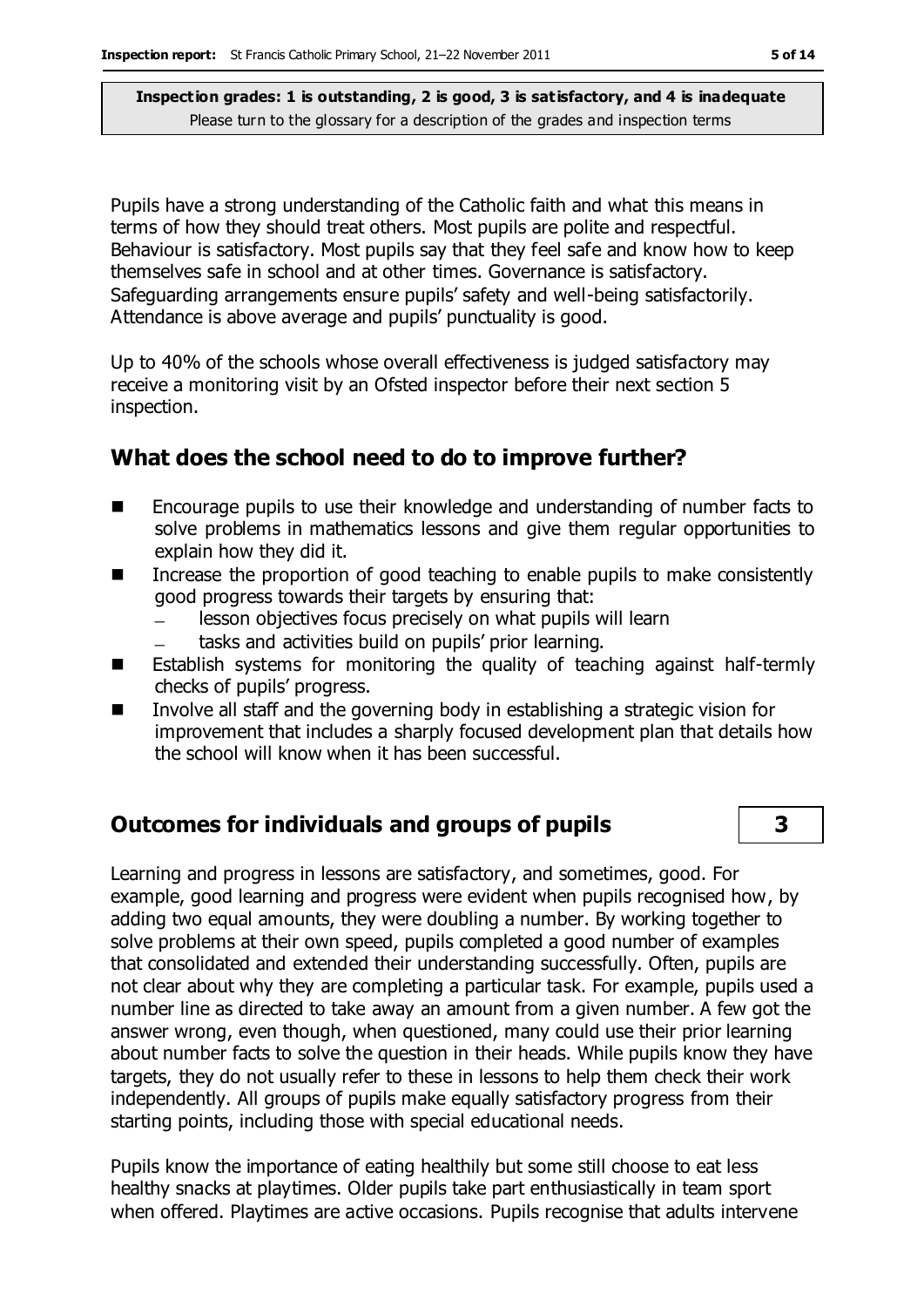Pupils have a strong understanding of the Catholic faith and what this means in terms of how they should treat others. Most pupils are polite and respectful. Behaviour is satisfactory. Most pupils say that they feel safe and know how to keep themselves safe in school and at other times. Governance is satisfactory. Safeguarding arrangements ensure pupils' safety and well-being satisfactorily. Attendance is above average and pupils' punctuality is good.

Up to 40% of the schools whose overall effectiveness is judged satisfactory may receive a monitoring visit by an Ofsted inspector before their next section 5 inspection.

## What does the school need to do to improve further?

- Encourage pupils to use their knowledge and understanding of number facts to solve problems in mathematics lessons and give them regular opportunities to explain how they did it.
- Increase the proportion of good teaching to enable pupils to make consistently good progress towards their targets by ensuring that:
  - lesson objectives focus precisely on what pupils will learn
  - tasks and activities build on pupils' prior learning.
- Establish systems for monitoring the quality of teaching against half-termly checks of pupils' progress.
- Involve all staff and the governing body in establishing a strategic vision for improvement that includes a sharply focused development plan that details how the school will know when it has been successful.

## Outcomes for individuals and groups of pupils — 3

Learning and progress in lessons are satisfactory, and sometimes, good. For example, good learning and progress were evident when pupils recognised how, by adding two equal amounts, they were doubling a number. By working together to solve problems at their own speed, pupils completed a good number of examples that consolidated and extended their understanding successfully. Often, pupils are not clear about why they are completing a particular task. For example, pupils used a number line as directed to take away an amount from a given number. A few got the answer wrong, even though, when questioned, many could use their prior learning about number facts to solve the question in their heads. While pupils know they have targets, they do not usually refer to these in lessons to help them check their work independently. All groups of pupils make equally satisfactory progress from their starting points, including those with special educational needs.

Pupils know the importance of eating healthily but some still choose to eat less healthy snacks at playtimes. Older pupils take part enthusiastically in team sport when offered. Playtimes are active occasions. Pupils recognise that adults intervene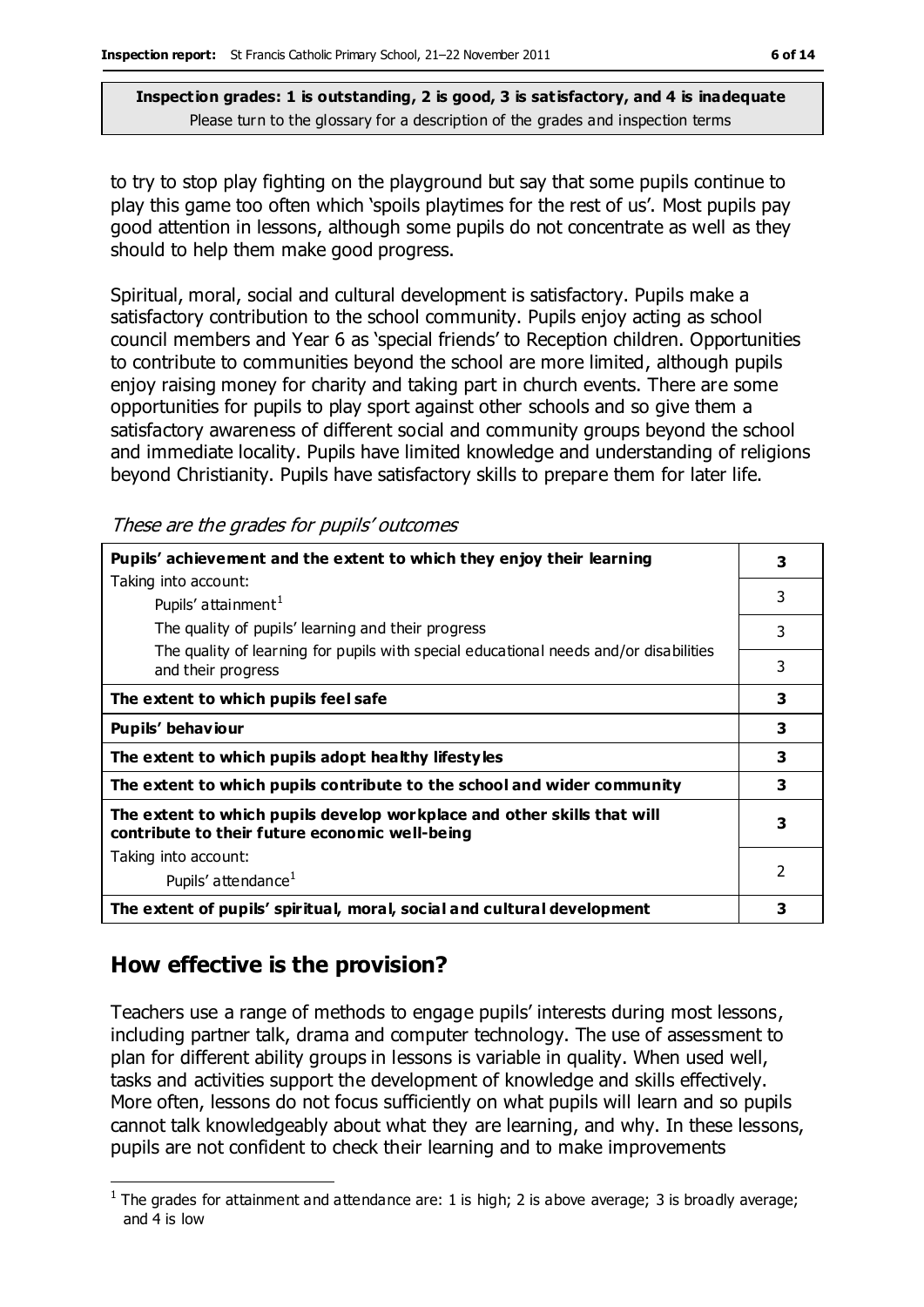**Inspection grades: 1 is outstanding, 2 is good, 3 is satisfactory, and 4 is inadequate**
Please turn to the glossary for a description of the grades and inspection terms

to try to stop play fighting on the playground but say that some pupils continue to play this game too often which 'spoils playtimes for the rest of us'. Most pupils pay good attention in lessons, although some pupils do not concentrate as well as they should to help them make good progress.

Spiritual, moral, social and cultural development is satisfactory. Pupils make a satisfactory contribution to the school community. Pupils enjoy acting as school council members and Year 6 as 'special friends' to Reception children. Opportunities to contribute to communities beyond the school are more limited, although pupils enjoy raising money for charity and taking part in church events. There are some opportunities for pupils to play sport against other schools and so give them a satisfactory awareness of different social and community groups beyond the school and immediate locality. Pupils have limited knowledge and understanding of religions beyond Christianity. Pupils have satisfactory skills to prepare them for later life.

*These are the grades for pupils' outcomes*

| | |
|---|---|
| **Pupils' achievement and the extent to which they enjoy their learning** | **3** |
| Taking into account: Pupils' attainment[1] | 3 |
| The quality of pupils' learning and their progress | 3 |
| The quality of learning for pupils with special educational needs and/or disabilities and their progress | 3 |
| **The extent to which pupils feel safe** | **3** |
| **Pupils' behaviour** | **3** |
| **The extent to which pupils adopt healthy lifestyles** | **3** |
| **The extent to which pupils contribute to the school and wider community** | **3** |
| **The extent to which pupils develop workplace and other skills that will contribute to their future economic well-being** | **3** |
| Taking into account: Pupils' attendance[1] | 2 |
| **The extent of pupils' spiritual, moral, social and cultural development** | **3** |

## How effective is the provision?

Teachers use a range of methods to engage pupils' interests during most lessons, including partner talk, drama and computer technology. The use of assessment to plan for different ability groups in lessons is variable in quality. When used well, tasks and activities support the development of knowledge and skills effectively. More often, lessons do not focus sufficiently on what pupils will learn and so pupils cannot talk knowledgeably about what they are learning, and why. In these lessons, pupils are not confident to check their learning and to make improvements

[1] The grades for attainment and attendance are: 1 is high; 2 is above average; 3 is broadly average; and 4 is low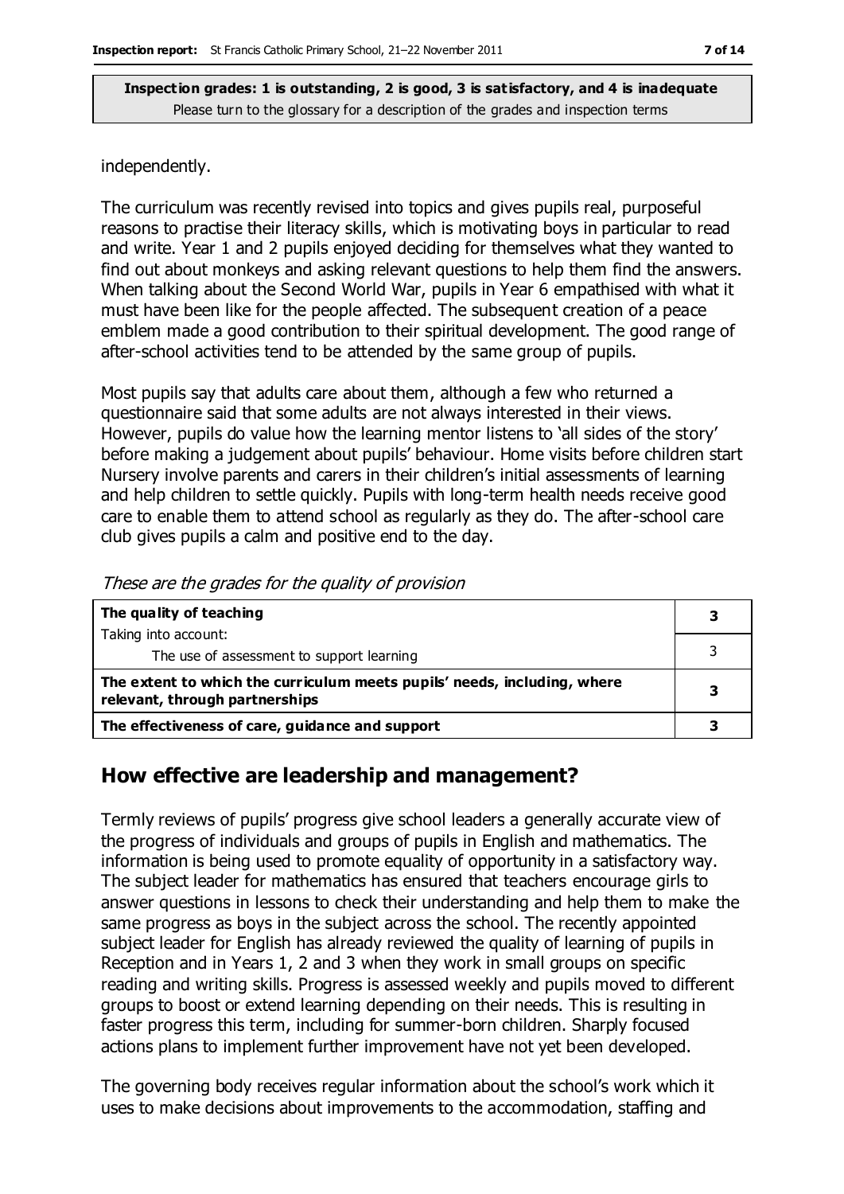**Inspection grades: 1 is outstanding, 2 is good, 3 is satisfactory, and 4 is inadequate**
Please turn to the glossary for a description of the grades and inspection terms

independently.

The curriculum was recently revised into topics and gives pupils real, purposeful reasons to practise their literacy skills, which is motivating boys in particular to read and write. Year 1 and 2 pupils enjoyed deciding for themselves what they wanted to find out about monkeys and asking relevant questions to help them find the answers. When talking about the Second World War, pupils in Year 6 empathised with what it must have been like for the people affected. The subsequent creation of a peace emblem made a good contribution to their spiritual development. The good range of after-school activities tend to be attended by the same group of pupils.

Most pupils say that adults care about them, although a few who returned a questionnaire said that some adults are not always interested in their views. However, pupils do value how the learning mentor listens to 'all sides of the story' before making a judgement about pupils' behaviour. Home visits before children start Nursery involve parents and carers in their children's initial assessments of learning and help children to settle quickly. Pupils with long-term health needs receive good care to enable them to attend school as regularly as they do. The after-school care club gives pupils a calm and positive end to the day.

*These are the grades for the quality of provision*

| | |
|---|---|
| **The quality of teaching** | **3** |
| Taking into account:<br>The use of assessment to support learning | 3 |
| **The extent to which the curriculum meets pupils' needs, including, where relevant, through partnerships** | **3** |
| **The effectiveness of care, guidance and support** | **3** |

## How effective are leadership and management?

Termly reviews of pupils' progress give school leaders a generally accurate view of the progress of individuals and groups of pupils in English and mathematics. The information is being used to promote equality of opportunity in a satisfactory way. The subject leader for mathematics has ensured that teachers encourage girls to answer questions in lessons to check their understanding and help them to make the same progress as boys in the subject across the school. The recently appointed subject leader for English has already reviewed the quality of learning of pupils in Reception and in Years 1, 2 and 3 when they work in small groups on specific reading and writing skills. Progress is assessed weekly and pupils moved to different groups to boost or extend learning depending on their needs. This is resulting in faster progress this term, including for summer-born children. Sharply focused actions plans to implement further improvement have not yet been developed.

The governing body receives regular information about the school's work which it uses to make decisions about improvements to the accommodation, staffing and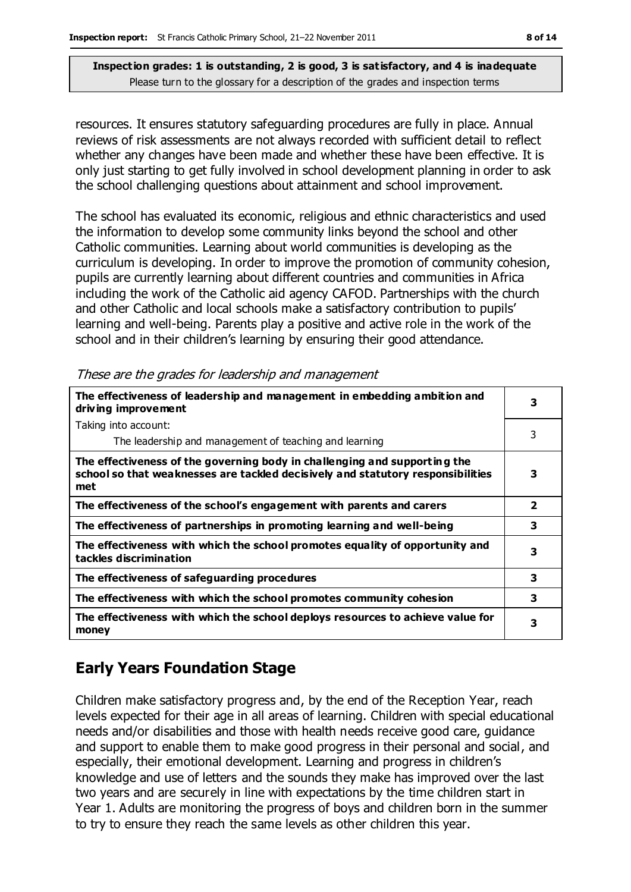**Inspection grades: 1 is outstanding, 2 is good, 3 is satisfactory, and 4 is inadequate**
Please turn to the glossary for a description of the grades and inspection terms

resources. It ensures statutory safeguarding procedures are fully in place. Annual reviews of risk assessments are not always recorded with sufficient detail to reflect whether any changes have been made and whether these have been effective. It is only just starting to get fully involved in school development planning in order to ask the school challenging questions about attainment and school improvement.

The school has evaluated its economic, religious and ethnic characteristics and used the information to develop some community links beyond the school and other Catholic communities. Learning about world communities is developing as the curriculum is developing. In order to improve the promotion of community cohesion, pupils are currently learning about different countries and communities in Africa including the work of the Catholic aid agency CAFOD. Partnerships with the church and other Catholic and local schools make a satisfactory contribution to pupils' learning and well-being. Parents play a positive and active role in the work of the school and in their children's learning by ensuring their good attendance.

*These are the grades for leadership and management*

| | |
|---|---|
| **The effectiveness of leadership and management in embedding ambition and driving improvement** | **3** |
| Taking into account: The leadership and management of teaching and learning | 3 |
| **The effectiveness of the governing body in challenging and supporting the school so that weaknesses are tackled decisively and statutory responsibilities met** | **3** |
| **The effectiveness of the school's engagement with parents and carers** | **2** |
| **The effectiveness of partnerships in promoting learning and well-being** | **3** |
| **The effectiveness with which the school promotes equality of opportunity and tackles discrimination** | **3** |
| **The effectiveness of safeguarding procedures** | **3** |
| **The effectiveness with which the school promotes community cohesion** | **3** |
| **The effectiveness with which the school deploys resources to achieve value for money** | **3** |

## Early Years Foundation Stage

Children make satisfactory progress and, by the end of the Reception Year, reach levels expected for their age in all areas of learning. Children with special educational needs and/or disabilities and those with health needs receive good care, guidance and support to enable them to make good progress in their personal and social, and especially, their emotional development. Learning and progress in children's knowledge and use of letters and the sounds they make has improved over the last two years and are securely in line with expectations by the time children start in Year 1. Adults are monitoring the progress of boys and children born in the summer to try to ensure they reach the same levels as other children this year.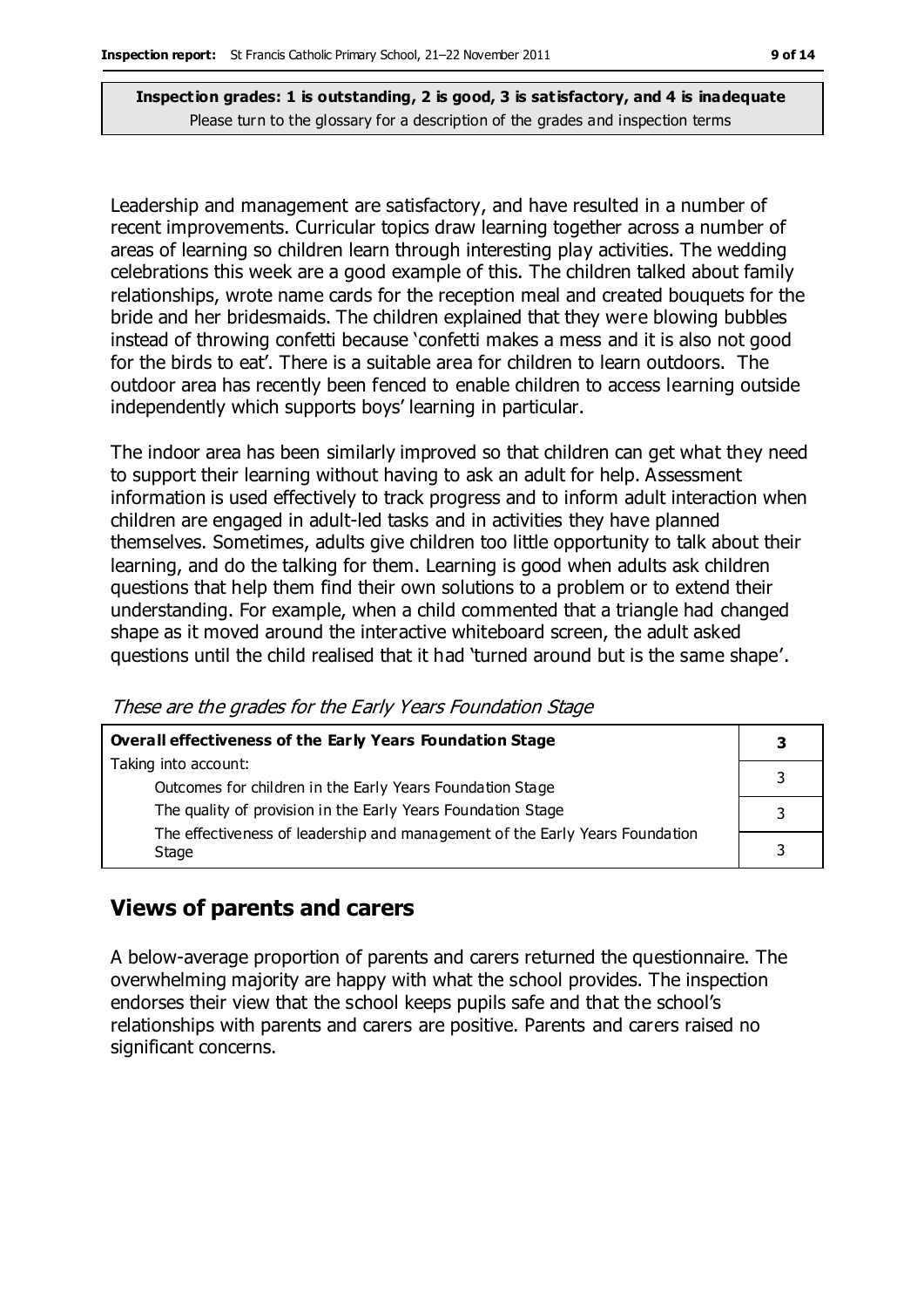**Inspection grades: 1 is outstanding, 2 is good, 3 is satisfactory, and 4 is inadequate**
Please turn to the glossary for a description of the grades and inspection terms

Leadership and management are satisfactory, and have resulted in a number of recent improvements. Curricular topics draw learning together across a number of areas of learning so children learn through interesting play activities. The wedding celebrations this week are a good example of this. The children talked about family relationships, wrote name cards for the reception meal and created bouquets for the bride and her bridesmaids. The children explained that they were blowing bubbles instead of throwing confetti because 'confetti makes a mess and it is also not good for the birds to eat'. There is a suitable area for children to learn outdoors. The outdoor area has recently been fenced to enable children to access learning outside independently which supports boys' learning in particular.

The indoor area has been similarly improved so that children can get what they need to support their learning without having to ask an adult for help. Assessment information is used effectively to track progress and to inform adult interaction when children are engaged in adult-led tasks and in activities they have planned themselves. Sometimes, adults give children too little opportunity to talk about their learning, and do the talking for them. Learning is good when adults ask children questions that help them find their own solutions to a problem or to extend their understanding. For example, when a child commented that a triangle had changed shape as it moved around the interactive whiteboard screen, the adult asked questions until the child realised that it had 'turned around but is the same shape'.

*These are the grades for the Early Years Foundation Stage*

| **Overall effectiveness of the Early Years Foundation Stage** | **3** |
|---|---|
| Taking into account: | |
| Outcomes for children in the Early Years Foundation Stage | 3 |
| The quality of provision in the Early Years Foundation Stage | 3 |
| The effectiveness of leadership and management of the Early Years Foundation Stage | 3 |

## Views of parents and carers

A below-average proportion of parents and carers returned the questionnaire. The overwhelming majority are happy with what the school provides. The inspection endorses their view that the school keeps pupils safe and that the school's relationships with parents and carers are positive. Parents and carers raised no significant concerns.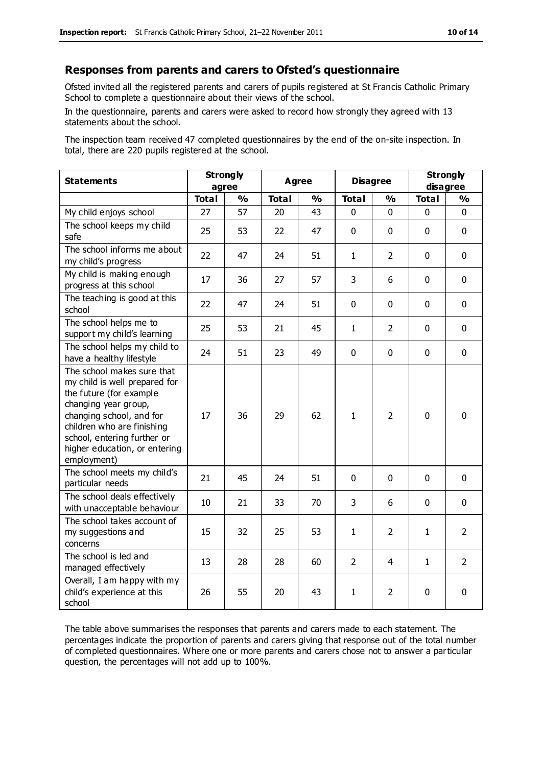## Responses from parents and carers to Ofsted's questionnaire

Ofsted invited all the registered parents and carers of pupils registered at St Francis Catholic Primary School to complete a questionnaire about their views of the school.

In the questionnaire, parents and carers were asked to record how strongly they agreed with 13 statements about the school.

The inspection team received 47 completed questionnaires by the end of the on-site inspection. In total, there are 220 pupils registered at the school.

| Statements | Strongly agree | | Agree | | Disagree | | Strongly disagree | |
|---|---|---|---|---|---|---|---|---|
| | Total | % | Total | % | Total | % | Total | % |
| My child enjoys school | 27 | 57 | 20 | 43 | 0 | 0 | 0 | 0 |
| The school keeps my child safe | 25 | 53 | 22 | 47 | 0 | 0 | 0 | 0 |
| The school informs me about my child's progress | 22 | 47 | 24 | 51 | 1 | 2 | 0 | 0 |
| My child is making enough progress at this school | 17 | 36 | 27 | 57 | 3 | 6 | 0 | 0 |
| The teaching is good at this school | 22 | 47 | 24 | 51 | 0 | 0 | 0 | 0 |
| The school helps me to support my child's learning | 25 | 53 | 21 | 45 | 1 | 2 | 0 | 0 |
| The school helps my child to have a healthy lifestyle | 24 | 51 | 23 | 49 | 0 | 0 | 0 | 0 |
| The school makes sure that my child is well prepared for the future (for example changing year group, changing school, and for children who are finishing school, entering further or higher education, or entering employment) | 17 | 36 | 29 | 62 | 1 | 2 | 0 | 0 |
| The school meets my child's particular needs | 21 | 45 | 24 | 51 | 0 | 0 | 0 | 0 |
| The school deals effectively with unacceptable behaviour | 10 | 21 | 33 | 70 | 3 | 6 | 0 | 0 |
| The school takes account of my suggestions and concerns | 15 | 32 | 25 | 53 | 1 | 2 | 1 | 2 |
| The school is led and managed effectively | 13 | 28 | 28 | 60 | 2 | 4 | 1 | 2 |
| Overall, I am happy with my child's experience at this school | 26 | 55 | 20 | 43 | 1 | 2 | 0 | 0 |

The table above summarises the responses that parents and carers made to each statement. The percentages indicate the proportion of parents and carers giving that response out of the total number of completed questionnaires. Where one or more parents and carers chose not to answer a particular question, the percentages will not add up to 100%.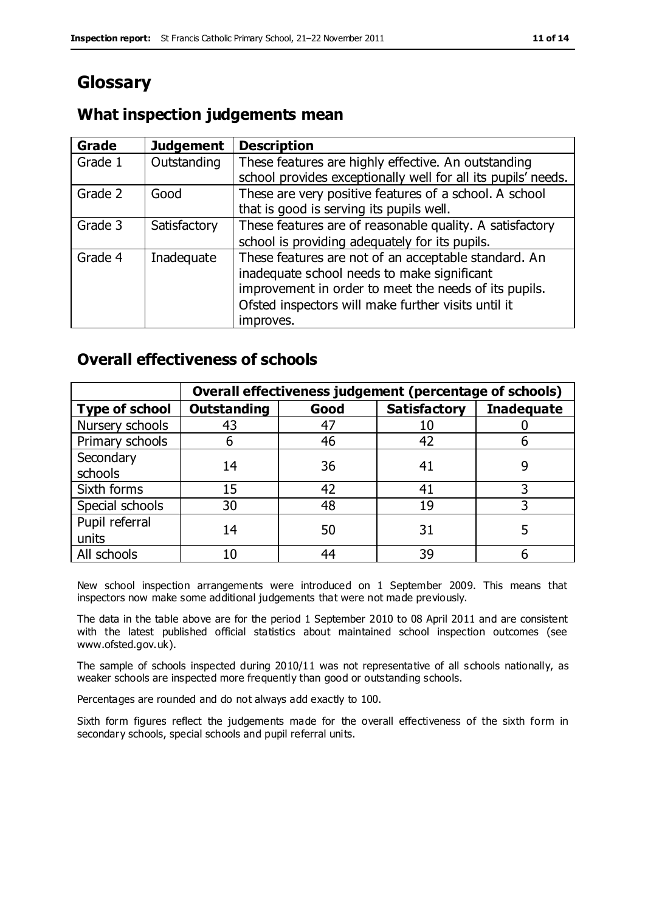# Glossary

## What inspection judgements mean

| Grade | Judgement | Description |
|---|---|---|
| Grade 1 | Outstanding | These features are highly effective. An outstanding school provides exceptionally well for all its pupils' needs. |
| Grade 2 | Good | These are very positive features of a school. A school that is good is serving its pupils well. |
| Grade 3 | Satisfactory | These features are of reasonable quality. A satisfactory school is providing adequately for its pupils. |
| Grade 4 | Inadequate | These features are not of an acceptable standard. An inadequate school needs to make significant improvement in order to meet the needs of its pupils. Ofsted inspectors will make further visits until it improves. |

## Overall effectiveness of schools

| | Overall effectiveness judgement (percentage of schools) | | | |
|---|---|---|---|---|
| **Type of school** | **Outstanding** | **Good** | **Satisfactory** | **Inadequate** |
| Nursery schools | 43 | 47 | 10 | 0 |
| Primary schools | 6 | 46 | 42 | 6 |
| Secondary schools | 14 | 36 | 41 | 9 |
| Sixth forms | 15 | 42 | 41 | 3 |
| Special schools | 30 | 48 | 19 | 3 |
| Pupil referral units | 14 | 50 | 31 | 5 |
| All schools | 10 | 44 | 39 | 6 |

New school inspection arrangements were introduced on 1 September 2009. This means that inspectors now make some additional judgements that were not made previously.

The data in the table above are for the period 1 September 2010 to 08 April 2011 and are consistent with the latest published official statistics about maintained school inspection outcomes (see www.ofsted.gov.uk).

The sample of schools inspected during 2010/11 was not representative of all schools nationally, as weaker schools are inspected more frequently than good or outstanding schools.

Percentages are rounded and do not always add exactly to 100.

Sixth form figures reflect the judgements made for the overall effectiveness of the sixth form in secondary schools, special schools and pupil referral units.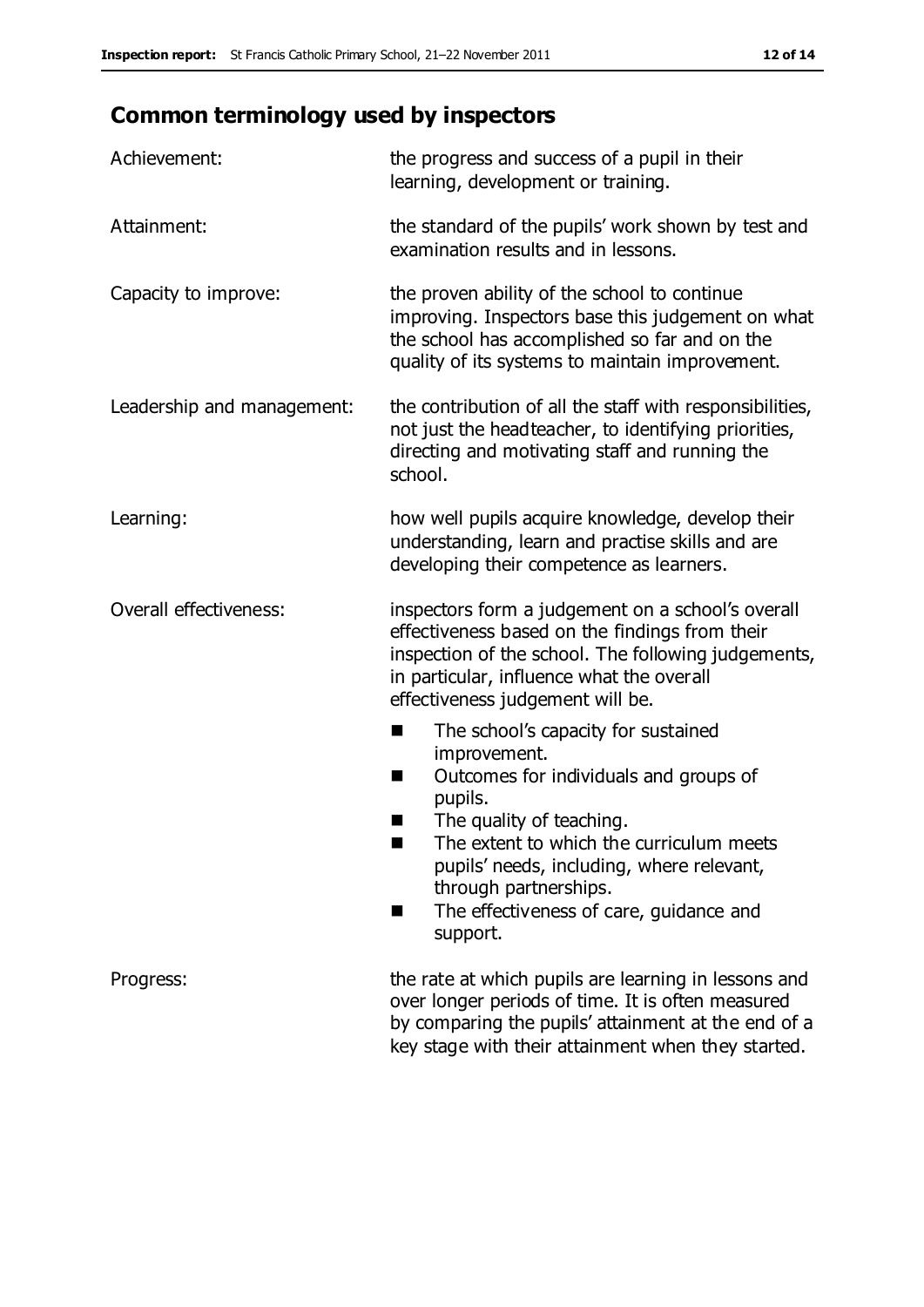## Common terminology used by inspectors

| | |
|---|---|
| Achievement: | the progress and success of a pupil in their learning, development or training. |
| Attainment: | the standard of the pupils' work shown by test and examination results and in lessons. |
| Capacity to improve: | the proven ability of the school to continue improving. Inspectors base this judgement on what the school has accomplished so far and on the quality of its systems to maintain improvement. |
| Leadership and management: | the contribution of all the staff with responsibilities, not just the headteacher, to identifying priorities, directing and motivating staff and running the school. |
| Learning: | how well pupils acquire knowledge, develop their understanding, learn and practise skills and are developing their competence as learners. |
| Overall effectiveness: | inspectors form a judgement on a school's overall effectiveness based on the findings from their inspection of the school. The following judgements, in particular, influence what the overall effectiveness judgement will be. <br>■ The school's capacity for sustained improvement.<br>■ Outcomes for individuals and groups of pupils.<br>■ The quality of teaching.<br>■ The extent to which the curriculum meets pupils' needs, including, where relevant, through partnerships.<br>■ The effectiveness of care, guidance and support. |
| Progress: | the rate at which pupils are learning in lessons and over longer periods of time. It is often measured by comparing the pupils' attainment at the end of a key stage with their attainment when they started. |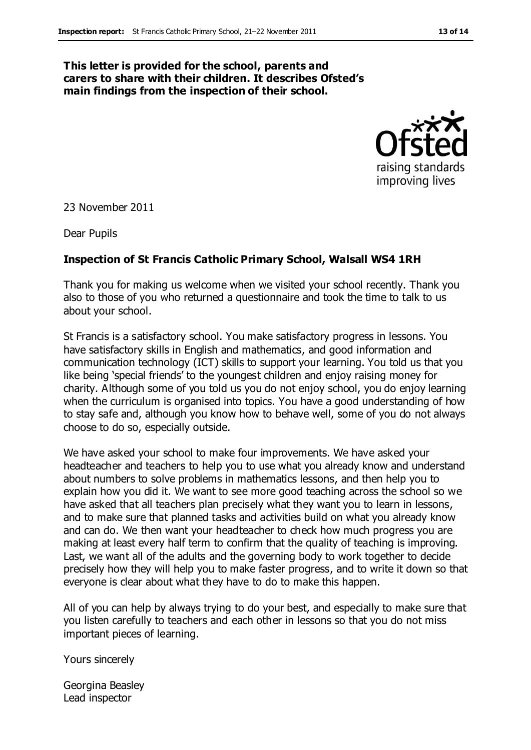**This letter is provided for the school, parents and carers to share with their children. It describes Ofsted's main findings from the inspection of their school.**

23 November 2011

Dear Pupils

**Inspection of St Francis Catholic Primary School, Walsall WS4 1RH**

Thank you for making us welcome when we visited your school recently. Thank you also to those of you who returned a questionnaire and took the time to talk to us about your school.

St Francis is a satisfactory school. You make satisfactory progress in lessons. You have satisfactory skills in English and mathematics, and good information and communication technology (ICT) skills to support your learning. You told us that you like being 'special friends' to the youngest children and enjoy raising money for charity. Although some of you told us you do not enjoy school, you do enjoy learning when the curriculum is organised into topics. You have a good understanding of how to stay safe and, although you know how to behave well, some of you do not always choose to do so, especially outside.

We have asked your school to make four improvements. We have asked your headteacher and teachers to help you to use what you already know and understand about numbers to solve problems in mathematics lessons, and then help you to explain how you did it. We want to see more good teaching across the school so we have asked that all teachers plan precisely what they want you to learn in lessons, and to make sure that planned tasks and activities build on what you already know and can do. We then want your headteacher to check how much progress you are making at least every half term to confirm that the quality of teaching is improving. Last, we want all of the adults and the governing body to work together to decide precisely how they will help you to make faster progress, and to write it down so that everyone is clear about what they have to do to make this happen.

All of you can help by always trying to do your best, and especially to make sure that you listen carefully to teachers and each other in lessons so that you do not miss important pieces of learning.

Yours sincerely

Georgina Beasley
Lead inspector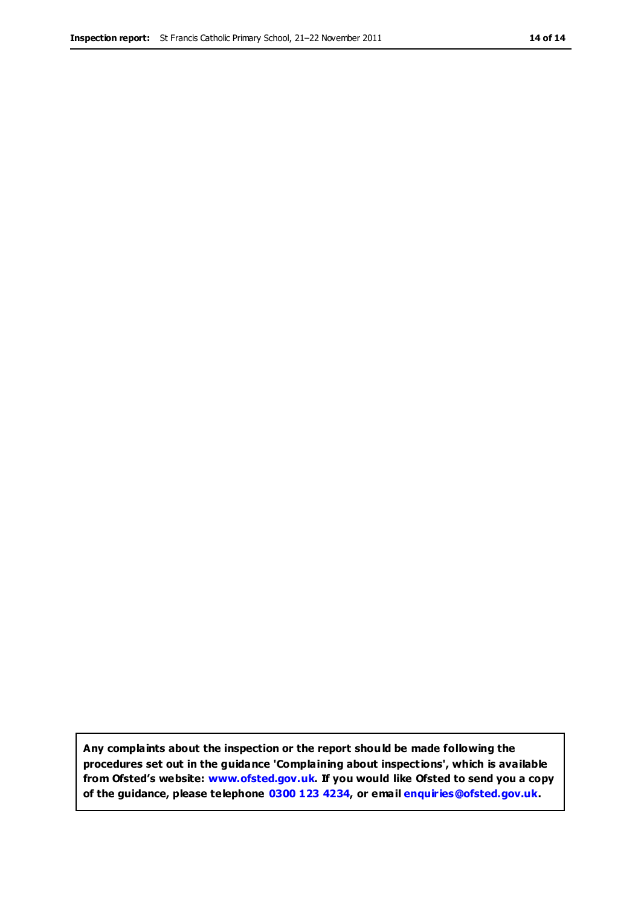**Any complaints about the inspection or the report should be made following the procedures set out in the guidance 'Complaining about inspections', which is available from Ofsted's website: www.ofsted.gov.uk. If you would like Ofsted to send you a copy of the guidance, please telephone 0300 123 4234, or email enquiries@ofsted.gov.uk.**